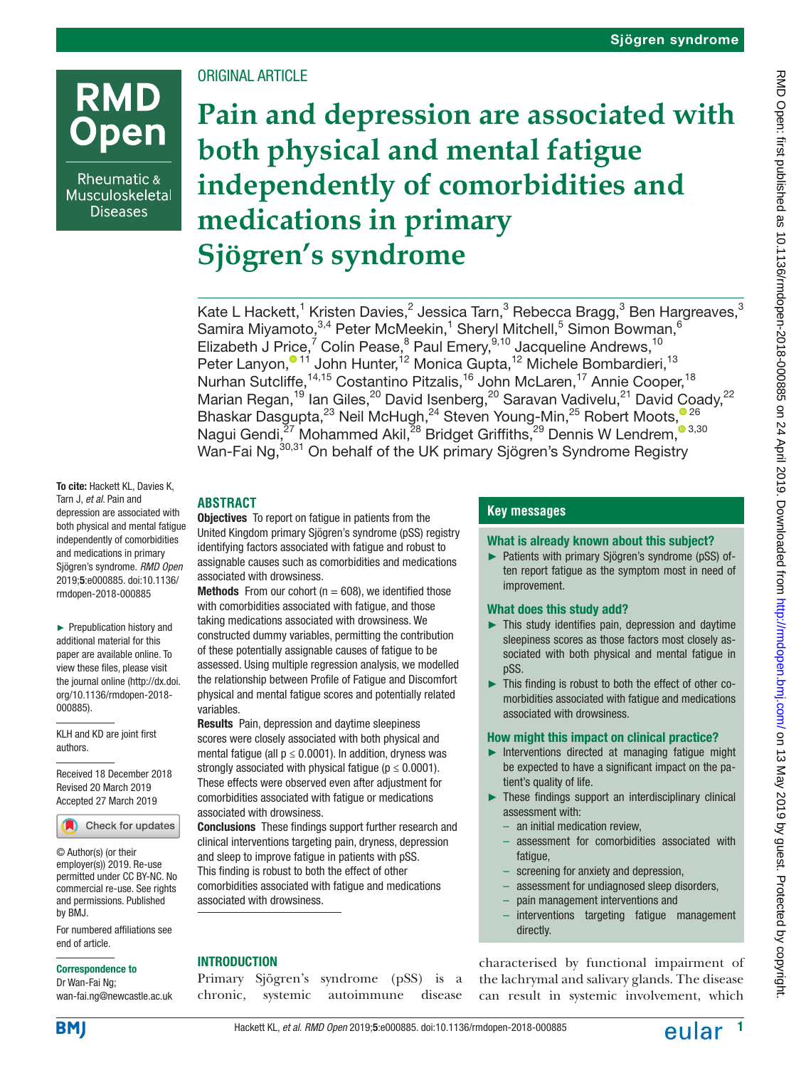ORIGINAL ARTICLE

# Pain and depression are associated with both physical and mental fatigue independently of comorbidities and medications in primary Sjögren's syndrome

Kate L Hackett,[1] Kristen Davies,[2] Jessica Tarn,[3] Rebecca Bragg,[3] Ben Hargreaves,[3] Samira Miyamoto,[3,4] Peter McMeekin,[1] Sheryl Mitchell,[5] Simon Bowman,[6] Elizabeth J Price,[7] Colin Pease,[8] Paul Emery,[9,10] Jacqueline Andrews,[10] Peter Lanyon,[11] John Hunter,[12] Monica Gupta,[12] Michele Bombardieri,[13] Nurhan Sutcliffe,[14,15] Costantino Pitzalis,[16] John McLaren,[17] Annie Cooper,[18] Marian Regan,[19] Ian Giles,[20] David Isenberg,[20] Saravan Vadivelu,[21] David Coady,[22] Bhaskar Dasgupta,[23] Neil McHugh,[24] Steven Young-Min,[25] Robert Moots,[26] Nagui Gendi,[27] Mohammed Akil,[28] Bridget Griffiths,[29] Dennis W Lendrem,[3,30] Wan-Fai Ng,[30,31] On behalf of the UK primary Sjögren's Syndrome Registry

**To cite:** Hackett KL, Davies K, Tarn J, *et al*. Pain and depression are associated with both physical and mental fatigue independently of comorbidities and medications in primary Sjögren's syndrome. *RMD Open* 2019;**5**:e000885. doi:10.1136/rmdopen-2018-000885

► Prepublication history and additional material for this paper are available online. To view these files, please visit the journal online (http://dx.doi.org/10.1136/rmdopen-2018-000885).

KLH and KD are joint first authors.

Received 18 December 2018
Revised 20 March 2019
Accepted 27 March 2019

© Author(s) (or their employer(s)) 2019. Re-use permitted under CC BY-NC. No commercial re-use. See rights and permissions. Published by BMJ.

For numbered affiliations see end of article.

**Correspondence to**
Dr Wan-Fai Ng;
wan-fai.ng@newcastle.ac.uk

## ABSTRACT

**Objectives** To report on fatigue in patients from the United Kingdom primary Sjögren's syndrome (pSS) registry identifying factors associated with fatigue and robust to assignable causes such as comorbidities and medications associated with drowsiness.

**Methods** From our cohort (n = 608), we identified those with comorbidities associated with fatigue, and those taking medications associated with drowsiness. We constructed dummy variables, permitting the contribution of these potentially assignable causes of fatigue to be assessed. Using multiple regression analysis, we modelled the relationship between Profile of Fatigue and Discomfort physical and mental fatigue scores and potentially related variables.

**Results** Pain, depression and daytime sleepiness scores were closely associated with both physical and mental fatigue (all $p \leq 0.0001$). In addition, dryness was strongly associated with physical fatigue ($p \leq 0.0001$). These effects were observed even after adjustment for comorbidities associated with fatigue or medications associated with drowsiness.

**Conclusions** These findings support further research and clinical interventions targeting pain, dryness, depression and sleep to improve fatigue in patients with pSS. This finding is robust to both the effect of other comorbidities associated with fatigue and medications associated with drowsiness.

## Key messages

### What is already known about this subject?

► Patients with primary Sjögren's syndrome (pSS) often report fatigue as the symptom most in need of improvement.

### What does this study add?

► This study identifies pain, depression and daytime sleepiness scores as those factors most closely associated with both physical and mental fatigue in pSS.
► This finding is robust to both the effect of other comorbidities associated with fatigue and medications associated with drowsiness.

### How might this impact on clinical practice?

► Interventions directed at managing fatigue might be expected to have a significant impact on the patient's quality of life.
► These findings support an interdisciplinary clinical assessment with:
  – an initial medication review,
  – assessment for comorbidities associated with fatigue,
  – screening for anxiety and depression,
  – assessment for undiagnosed sleep disorders,
  – pain management interventions and
  – interventions targeting fatigue management directly.

## INTRODUCTION

Primary Sjögren's syndrome (pSS) is a chronic, systemic autoimmune disease characterised by functional impairment of the lachrymal and salivary glands. The disease can result in systemic involvement, which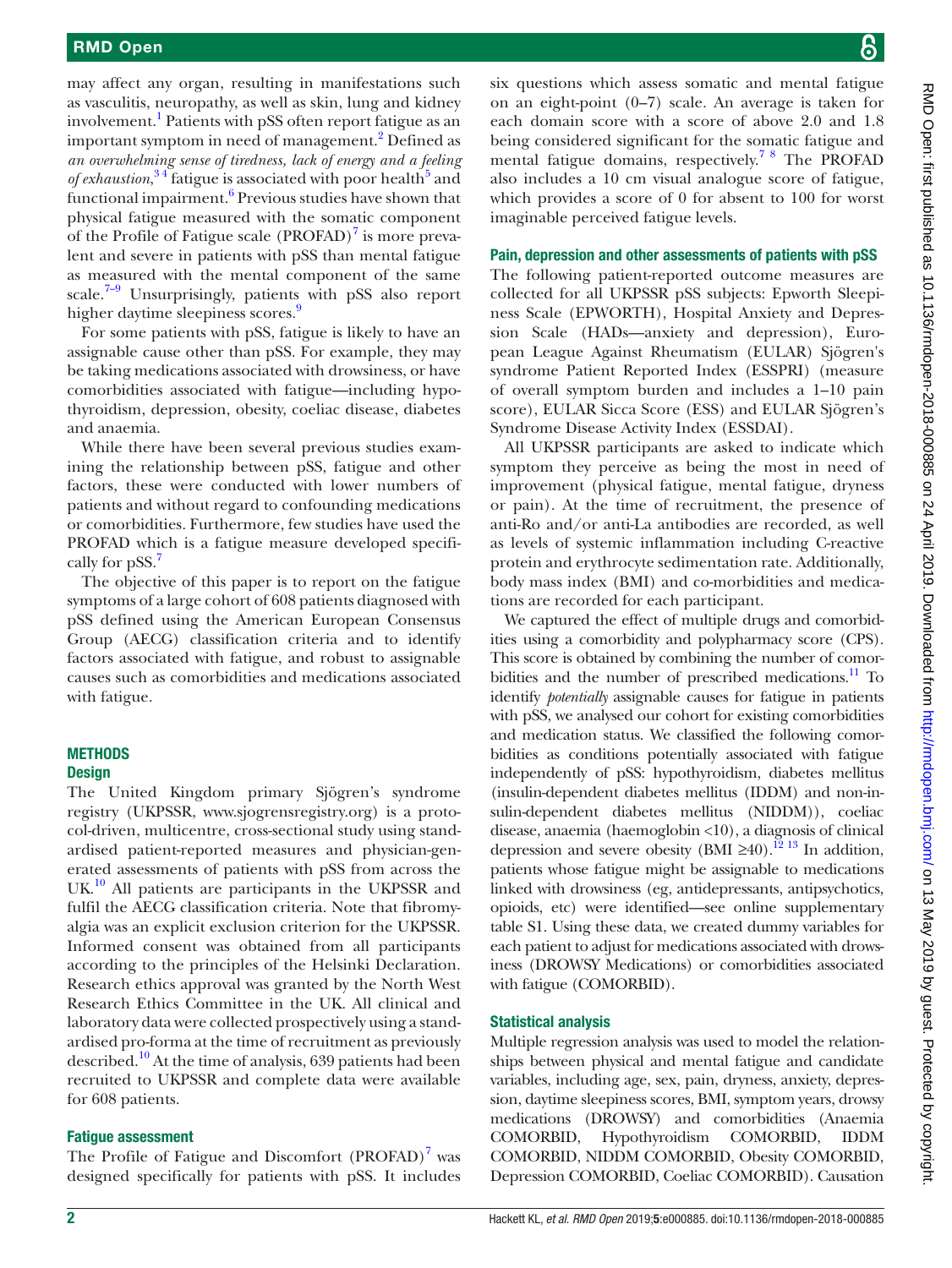may affect any organ, resulting in manifestations such as vasculitis, neuropathy, as well as skin, lung and kidney involvement.[1] Patients with pSS often report fatigue as an important symptom in need of management.[2] Defined as *an overwhelming sense of tiredness, lack of energy and a feeling of exhaustion*,[3 4] fatigue is associated with poor health[5] and functional impairment.[6] Previous studies have shown that physical fatigue measured with the somatic component of the Profile of Fatigue scale (PROFAD)[7] is more prevalent and severe in patients with pSS than mental fatigue as measured with the mental component of the same scale.[7–9] Unsurprisingly, patients with pSS also report higher daytime sleepiness scores.[9]

For some patients with pSS, fatigue is likely to have an assignable cause other than pSS. For example, they may be taking medications associated with drowsiness, or have comorbidities associated with fatigue—including hypothyroidism, depression, obesity, coeliac disease, diabetes and anaemia.

While there have been several previous studies examining the relationship between pSS, fatigue and other factors, these were conducted with lower numbers of patients and without regard to confounding medications or comorbidities. Furthermore, few studies have used the PROFAD which is a fatigue measure developed specifically for pSS.[7]

The objective of this paper is to report on the fatigue symptoms of a large cohort of 608 patients diagnosed with pSS defined using the American European Consensus Group (AECG) classification criteria and to identify factors associated with fatigue, and robust to assignable causes such as comorbidities and medications associated with fatigue.

## METHODS

### Design

The United Kingdom primary Sjögren's syndrome registry (UKPSSR, www.sjogrensregistry.org) is a protocol-driven, multicentre, cross-sectional study using standardised patient-reported measures and physician-generated assessments of patients with pSS from across the UK.[10] All patients are participants in the UKPSSR and fulfil the AECG classification criteria. Note that fibromyalgia was an explicit exclusion criterion for the UKPSSR. Informed consent was obtained from all participants according to the principles of the Helsinki Declaration. Research ethics approval was granted by the North West Research Ethics Committee in the UK. All clinical and laboratory data were collected prospectively using a standardised pro-forma at the time of recruitment as previously described.[10] At the time of analysis, 639 patients had been recruited to UKPSSR and complete data were available for 608 patients.

### Fatigue assessment

The Profile of Fatigue and Discomfort (PROFAD)[7] was designed specifically for patients with pSS. It includes six questions which assess somatic and mental fatigue on an eight-point (0–7) scale. An average is taken for each domain score with a score of above 2.0 and 1.8 being considered significant for the somatic fatigue and mental fatigue domains, respectively.[7 8] The PROFAD also includes a 10 cm visual analogue score of fatigue, which provides a score of 0 for absent to 100 for worst imaginable perceived fatigue levels.

### Pain, depression and other assessments of patients with pSS

The following patient-reported outcome measures are collected for all UKPSSR pSS subjects: Epworth Sleepiness Scale (EPWORTH), Hospital Anxiety and Depression Scale (HADs—anxiety and depression), European League Against Rheumatism (EULAR) Sjögren's syndrome Patient Reported Index (ESSPRI) (measure of overall symptom burden and includes a 1–10 pain score), EULAR Sicca Score (ESS) and EULAR Sjögren's Syndrome Disease Activity Index (ESSDAI).

All UKPSSR participants are asked to indicate which symptom they perceive as being the most in need of improvement (physical fatigue, mental fatigue, dryness or pain). At the time of recruitment, the presence of anti-Ro and/or anti-La antibodies are recorded, as well as levels of systemic inflammation including C-reactive protein and erythrocyte sedimentation rate. Additionally, body mass index (BMI) and co-morbidities and medications are recorded for each participant.

We captured the effect of multiple drugs and comorbidities using a comorbidity and polypharmacy score (CPS). This score is obtained by combining the number of comorbidities and the number of prescribed medications.[11] To identify *potentially* assignable causes for fatigue in patients with pSS, we analysed our cohort for existing comorbidities and medication status. We classified the following comorbidities as conditions potentially associated with fatigue independently of pSS: hypothyroidism, diabetes mellitus (insulin-dependent diabetes mellitus (IDDM) and non-insulin-dependent diabetes mellitus (NIDDM)), coeliac disease, anaemia (haemoglobin <10), a diagnosis of clinical depression and severe obesity (BMI ≥40).[12 13] In addition, patients whose fatigue might be assignable to medications linked with drowsiness (eg, antidepressants, antipsychotics, opioids, etc) were identified—see online supplementary table S1. Using these data, we created dummy variables for each patient to adjust for medications associated with drowsiness (DROWSY Medications) or comorbidities associated with fatigue (COMORBID).

### Statistical analysis

Multiple regression analysis was used to model the relationships between physical and mental fatigue and candidate variables, including age, sex, pain, dryness, anxiety, depression, daytime sleepiness scores, BMI, symptom years, drowsy medications (DROWSY) and comorbidities (Anaemia COMORBID, Hypothyroidism COMORBID, IDDM COMORBID, NIDDM COMORBID, Obesity COMORBID, Depression COMORBID, Coeliac COMORBID). Causation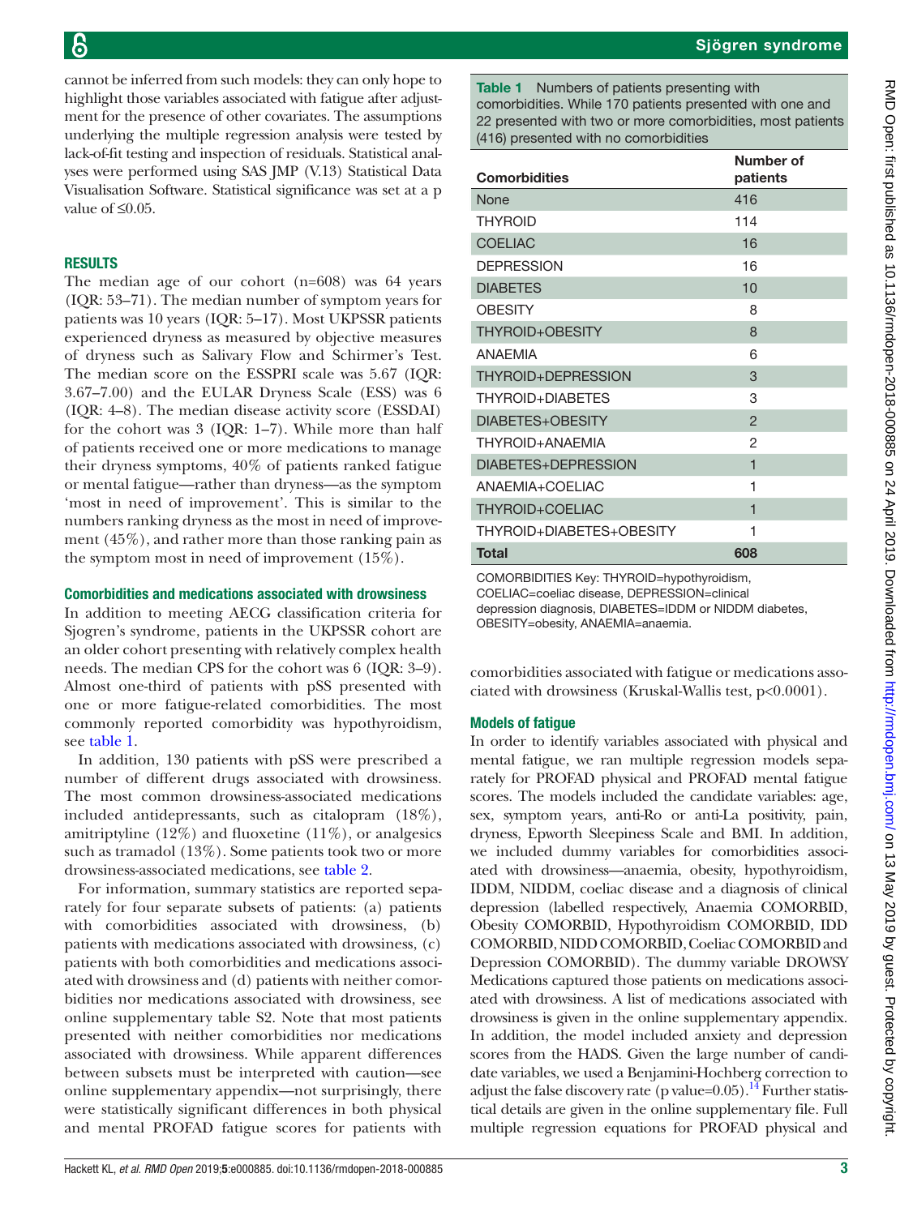cannot be inferred from such models: they can only hope to highlight those variables associated with fatigue after adjustment for the presence of other covariates. The assumptions underlying the multiple regression analysis were tested by lack-of-fit testing and inspection of residuals. Statistical analyses were performed using SAS JMP (V.13) Statistical Data Visualisation Software. Statistical significance was set at a p value of ≤0.05.

## RESULTS

The median age of our cohort (n=608) was 64 years (IQR: 53–71). The median number of symptom years for patients was 10 years (IQR: 5–17). Most UKPSSR patients experienced dryness as measured by objective measures of dryness such as Salivary Flow and Schirmer's Test. The median score on the ESSPRI scale was 5.67 (IQR: 3.67–7.00) and the EULAR Dryness Scale (ESS) was 6 (IQR: 4–8). The median disease activity score (ESSDAI) for the cohort was 3 (IQR: 1–7). While more than half of patients received one or more medications to manage their dryness symptoms, 40% of patients ranked fatigue or mental fatigue—rather than dryness—as the symptom 'most in need of improvement'. This is similar to the numbers ranking dryness as the most in need of improvement (45%), and rather more than those ranking pain as the symptom most in need of improvement (15%).

### Comorbidities and medications associated with drowsiness

In addition to meeting AECG classification criteria for Sjogren's syndrome, patients in the UKPSSR cohort are an older cohort presenting with relatively complex health needs. The median CPS for the cohort was 6 (IQR: 3–9). Almost one-third of patients with pSS presented with one or more fatigue-related comorbidities. The most commonly reported comorbidity was hypothyroidism, see table 1.

**Table 1** Numbers of patients presenting with comorbidities. While 170 patients presented with one and 22 presented with two or more comorbidities, most patients (416) presented with no comorbidities

| Comorbidities | Number of patients |
|---|---|
| None | 416 |
| THYROID | 114 |
| COELIAC | 16 |
| DEPRESSION | 16 |
| DIABETES | 10 |
| OBESITY | 8 |
| THYROID+OBESITY | 8 |
| ANAEMIA | 6 |
| THYROID+DEPRESSION | 3 |
| THYROID+DIABETES | 3 |
| DIABETES+OBESITY | 2 |
| THYROID+ANAEMIA | 2 |
| DIABETES+DEPRESSION | 1 |
| ANAEMIA+COELIAC | 1 |
| THYROID+COELIAC | 1 |
| THYROID+DIABETES+OBESITY | 1 |
| **Total** | **608** |

COMORBIDITIES Key: THYROID=hypothyroidism, COELIAC=coeliac disease, DEPRESSION=clinical depression diagnosis, DIABETES=IDDM or NIDDM diabetes, OBESITY=obesity, ANAEMIA=anaemia.

In addition, 130 patients with pSS were prescribed a number of different drugs associated with drowsiness. The most common drowsiness-associated medications included antidepressants, such as citalopram (18%), amitriptyline (12%) and fluoxetine (11%), or analgesics such as tramadol (13%). Some patients took two or more drowsiness-associated medications, see table 2.

For information, summary statistics are reported separately for four separate subsets of patients: (a) patients with comorbidities associated with drowsiness, (b) patients with medications associated with drowsiness, (c) patients with both comorbidities and medications associated with drowsiness and (d) patients with neither comorbidities nor medications associated with drowsiness, see online supplementary table S2. Note that most patients presented with neither comorbidities nor medications associated with drowsiness. While apparent differences between subsets must be interpreted with caution—see online supplementary appendix—not surprisingly, there were statistically significant differences in both physical and mental PROFAD fatigue scores for patients with comorbidities associated with fatigue or medications associated with drowsiness (Kruskal-Wallis test, p<0.0001).

### Models of fatigue

In order to identify variables associated with physical and mental fatigue, we ran multiple regression models separately for PROFAD physical and PROFAD mental fatigue scores. The models included the candidate variables: age, sex, symptom years, anti-Ro or anti-La positivity, pain, dryness, Epworth Sleepiness Scale and BMI. In addition, we included dummy variables for comorbidities associated with drowsiness—anaemia, obesity, hypothyroidism, IDDM, NIDDM, coeliac disease and a diagnosis of clinical depression (labelled respectively, Anaemia COMORBID, Obesity COMORBID, Hypothyroidism COMORBID, IDD COMORBID, NIDD COMORBID, Coeliac COMORBID and Depression COMORBID). The dummy variable DROWSY Medications captured those patients on medications associated with drowsiness. A list of medications associated with drowsiness is given in the online supplementary appendix. In addition, the model included anxiety and depression scores from the HADS. Given the large number of candidate variables, we used a Benjamini-Hochberg correction to adjust the false discovery rate (p value=0.05).[14] Further statistical details are given in the online supplementary file. Full multiple regression equations for PROFAD physical and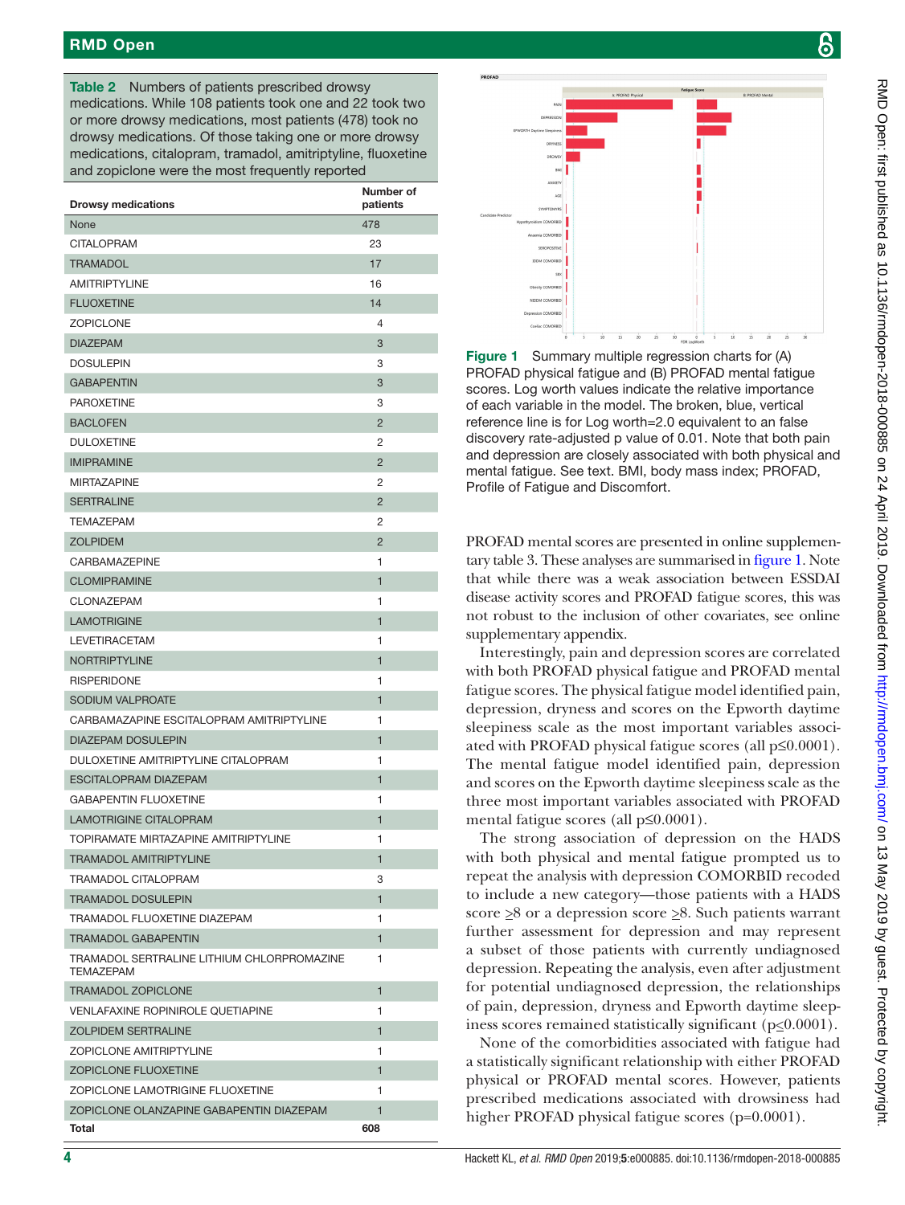**Table 2** Numbers of patients prescribed drowsy medications. While 108 patients took one and 22 took two or more drowsy medications, most patients (478) took no drowsy medications. Of those taking one or more drowsy medications, citalopram, tramadol, amitriptyline, fluoxetine and zopiclone were the most frequently reported

| Drowsy medications | Number of patients |
|---|---|
| None | 478 |
| CITALOPRAM | 23 |
| TRAMADOL | 17 |
| AMITRIPTYLINE | 16 |
| FLUOXETINE | 14 |
| ZOPICLONE | 4 |
| DIAZEPAM | 3 |
| DOSULEPIN | 3 |
| GABAPENTIN | 3 |
| PAROXETINE | 3 |
| BACLOFEN | 2 |
| DULOXETINE | 2 |
| IMIPRAMINE | 2 |
| MIRTAZAPINE | 2 |
| SERTRALINE | 2 |
| TEMAZEPAM | 2 |
| ZOLPIDEM | 2 |
| CARBAMAZEPINE | 1 |
| CLOMIPRAMINE | 1 |
| CLONAZEPAM | 1 |
| LAMOTRIGINE | 1 |
| LEVETIRACETAM | 1 |
| NORTRIPTYLINE | 1 |
| RISPERIDONE | 1 |
| SODIUM VALPROATE | 1 |
| CARBAMAZEPINE ESCITALOPRAM AMITRIPTYLINE | 1 |
| DIAZEPAM DOSULEPIN | 1 |
| DULOXETINE AMITRIPTYLINE CITALOPRAM | 1 |
| ESCITALOPRAM DIAZEPAM | 1 |
| GABAPENTIN FLUOXETINE | 1 |
| LAMOTRIGINE CITALOPRAM | 1 |
| TOPIRAMATE MIRTAZAPINE AMITRIPTYLINE | 1 |
| TRAMADOL AMITRIPTYLINE | 1 |
| TRAMADOL CITALOPRAM | 3 |
| TRAMADOL DOSULEPIN | 1 |
| TRAMADOL FLUOXETINE DIAZEPAM | 1 |
| TRAMADOL GABAPENTIN | 1 |
| TRAMADOL SERTRALINE LITHIUM CHLORPROMAZINE TEMAZEPAM | 1 |
| TRAMADOL ZOPICLONE | 1 |
| VENLAFAXINE ROPINIROLE QUETIAPINE | 1 |
| ZOLPIDEM SERTRALINE | 1 |
| ZOPICLONE AMITRIPTYLINE | 1 |
| ZOPICLONE FLUOXETINE | 1 |
| ZOPICLONE LAMOTRIGINE FLUOXETINE | 1 |
| ZOPICLONE OLANZAPINE GABAPENTIN DIAZEPAM | 1 |
| **Total** | **608** |

**Figure 1** Summary multiple regression charts for (A) PROFAD physical fatigue and (B) PROFAD mental fatigue scores. Log worth values indicate the relative importance of each variable in the model. The broken, blue, vertical reference line is for Log worth=2.0 equivalent to an false discovery rate-adjusted p value of 0.01. Note that both pain and depression are closely associated with both physical and mental fatigue. See text. BMI, body mass index; PROFAD, Profile of Fatigue and Discomfort.

PROFAD mental scores are presented in online supplementary table 3. These analyses are summarised in figure 1. Note that while there was a weak association between ESSDAI disease activity scores and PROFAD fatigue scores, this was not robust to the inclusion of other covariates, see online supplementary appendix.

Interestingly, pain and depression scores are correlated with both PROFAD physical fatigue and PROFAD mental fatigue scores. The physical fatigue model identified pain, depression, dryness and scores on the Epworth daytime sleepiness scale as the most important variables associated with PROFAD physical fatigue scores (all $p \leq 0.0001$). The mental fatigue model identified pain, depression and scores on the Epworth daytime sleepiness scale as the three most important variables associated with PROFAD mental fatigue scores (all $p \leq 0.0001$).

The strong association of depression on the HADS with both physical and mental fatigue prompted us to repeat the analysis with depression COMORBID recoded to include a new category—those patients with a HADS score $\geq 8$ or a depression score $\geq 8$. Such patients warrant further assessment for depression and may represent a subset of those patients with currently undiagnosed depression. Repeating the analysis, even after adjustment for potential undiagnosed depression, the relationships of pain, depression, dryness and Epworth daytime sleepiness scores remained statistically significant ($p \leq 0.0001$).

None of the comorbidities associated with fatigue had a statistically significant relationship with either PROFAD physical or PROFAD mental scores. However, patients prescribed medications associated with drowsiness had higher PROFAD physical fatigue scores ($p=0.0001$).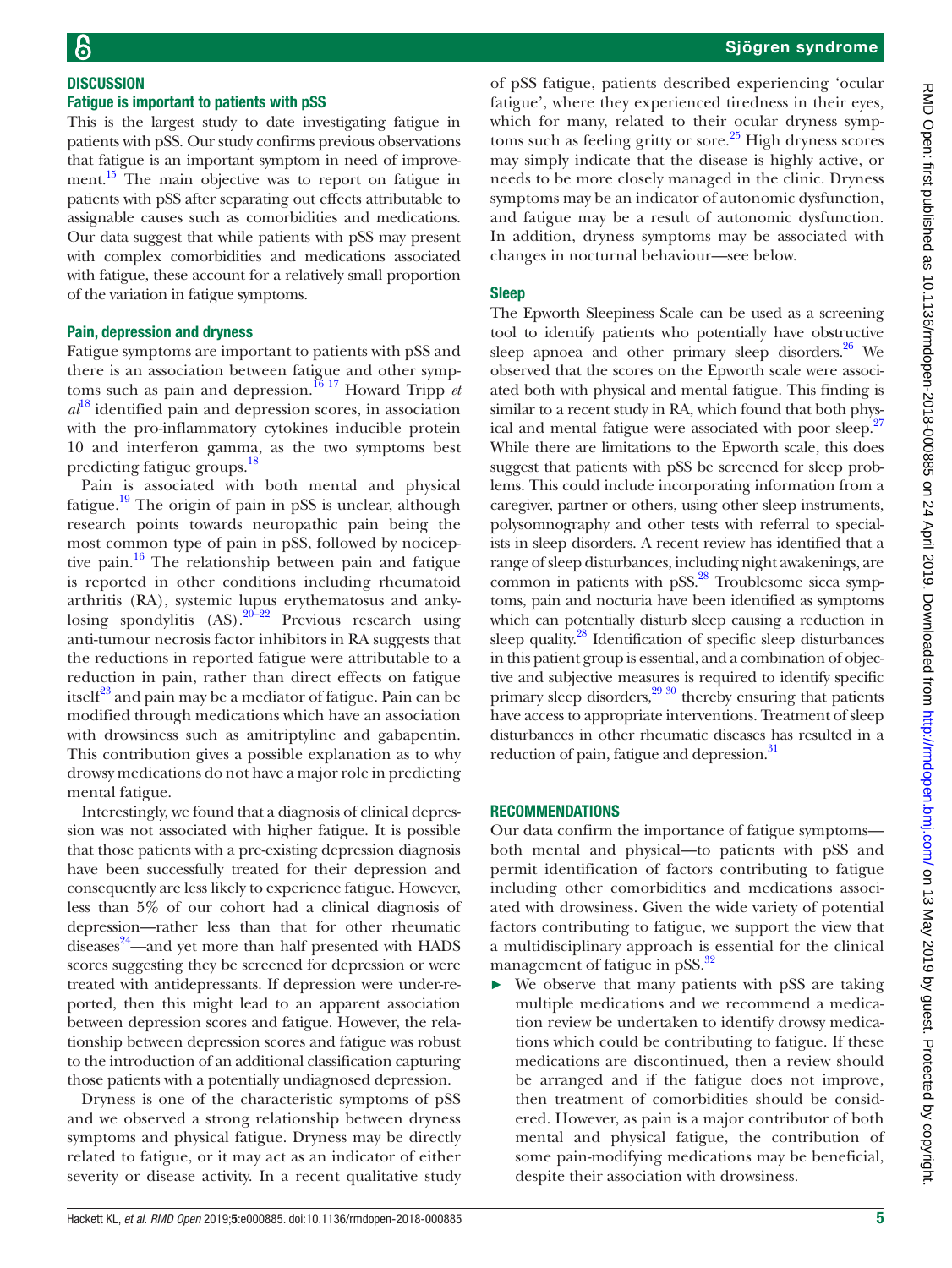## DISCUSSION

### Fatigue is important to patients with pSS

This is the largest study to date investigating fatigue in patients with pSS. Our study confirms previous observations that fatigue is an important symptom in need of improvement.[15] The main objective was to report on fatigue in patients with pSS after separating out effects attributable to assignable causes such as comorbidities and medications. Our data suggest that while patients with pSS may present with complex comorbidities and medications associated with fatigue, these account for a relatively small proportion of the variation in fatigue symptoms.

### Pain, depression and dryness

Fatigue symptoms are important to patients with pSS and there is an association between fatigue and other symptoms such as pain and depression.[16 17] Howard Tripp *et al*[18] identified pain and depression scores, in association with the pro-inflammatory cytokines inducible protein 10 and interferon gamma, as the two symptoms best predicting fatigue groups.[18]

Pain is associated with both mental and physical fatigue.[19] The origin of pain in pSS is unclear, although research points towards neuropathic pain being the most common type of pain in pSS, followed by nociceptive pain.[16] The relationship between pain and fatigue is reported in other conditions including rheumatoid arthritis (RA), systemic lupus erythematosus and ankylosing spondylitis (AS).[20–22] Previous research using anti-tumour necrosis factor inhibitors in RA suggests that the reductions in reported fatigue were attributable to a reduction in pain, rather than direct effects on fatigue itself[23] and pain may be a mediator of fatigue. Pain can be modified through medications which have an association with drowsiness such as amitriptyline and gabapentin. This contribution gives a possible explanation as to why drowsy medications do not have a major role in predicting mental fatigue.

Interestingly, we found that a diagnosis of clinical depression was not associated with higher fatigue. It is possible that those patients with a pre-existing depression diagnosis have been successfully treated for their depression and consequently are less likely to experience fatigue. However, less than 5% of our cohort had a clinical diagnosis of depression—rather less than that for other rheumatic diseases[24]—and yet more than half presented with HADS scores suggesting they be screened for depression or were treated with antidepressants. If depression were under-reported, then this might lead to an apparent association between depression scores and fatigue. However, the relationship between depression scores and fatigue was robust to the introduction of an additional classification capturing those patients with a potentially undiagnosed depression.

Dryness is one of the characteristic symptoms of pSS and we observed a strong relationship between dryness symptoms and physical fatigue. Dryness may be directly related to fatigue, or it may act as an indicator of either severity or disease activity. In a recent qualitative study of pSS fatigue, patients described experiencing 'ocular fatigue', where they experienced tiredness in their eyes, which for many, related to their ocular dryness symptoms such as feeling gritty or sore.[25] High dryness scores may simply indicate that the disease is highly active, or needs to be more closely managed in the clinic. Dryness symptoms may be an indicator of autonomic dysfunction, and fatigue may be a result of autonomic dysfunction. In addition, dryness symptoms may be associated with changes in nocturnal behaviour—see below.

### Sleep

The Epworth Sleepiness Scale can be used as a screening tool to identify patients who potentially have obstructive sleep apnoea and other primary sleep disorders.[26] We observed that the scores on the Epworth scale were associated both with physical and mental fatigue. This finding is similar to a recent study in RA, which found that both physical and mental fatigue were associated with poor sleep.[27] While there are limitations to the Epworth scale, this does suggest that patients with pSS be screened for sleep problems. This could include incorporating information from a caregiver, partner or others, using other sleep instruments, polysomnography and other tests with referral to specialists in sleep disorders. A recent review has identified that a range of sleep disturbances, including night awakenings, are common in patients with pSS.[28] Troublesome sicca symptoms, pain and nocturia have been identified as symptoms which can potentially disturb sleep causing a reduction in sleep quality.[28] Identification of specific sleep disturbances in this patient group is essential, and a combination of objective and subjective measures is required to identify specific primary sleep disorders,[29 30] thereby ensuring that patients have access to appropriate interventions. Treatment of sleep disturbances in other rheumatic diseases has resulted in a reduction of pain, fatigue and depression.[31]

## RECOMMENDATIONS

Our data confirm the importance of fatigue symptoms—both mental and physical—to patients with pSS and permit identification of factors contributing to fatigue including other comorbidities and medications associated with drowsiness. Given the wide variety of potential factors contributing to fatigue, we support the view that a multidisciplinary approach is essential for the clinical management of fatigue in pSS.[32]

- We observe that many patients with pSS are taking multiple medications and we recommend a medication review be undertaken to identify drowsy medications which could be contributing to fatigue. If these medications are discontinued, then a review should be arranged and if the fatigue does not improve, then treatment of comorbidities should be considered. However, as pain is a major contributor of both mental and physical fatigue, the contribution of some pain-modifying medications may be beneficial, despite their association with drowsiness.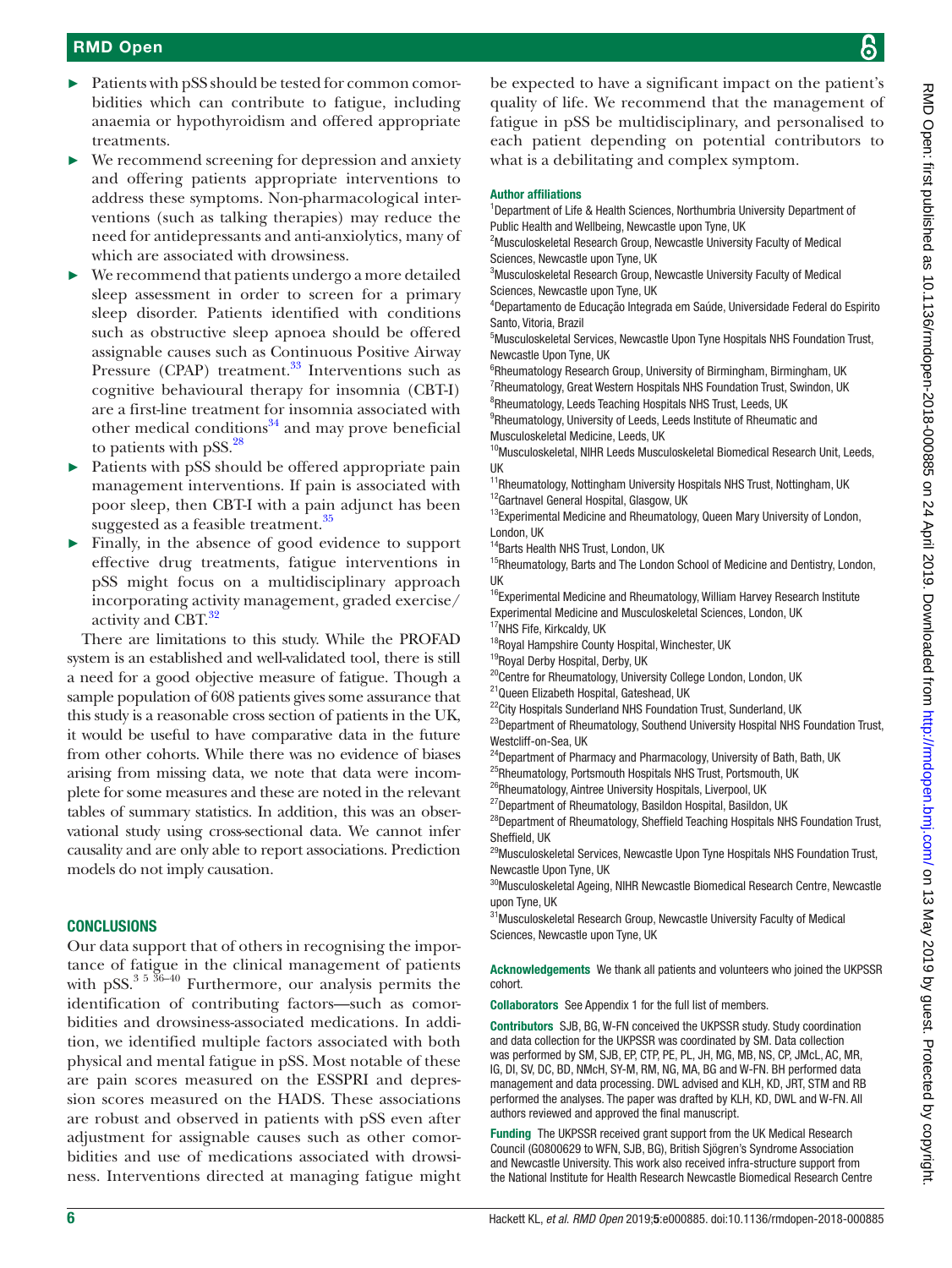- Patients with pSS should be tested for common comorbidities which can contribute to fatigue, including anaemia or hypothyroidism and offered appropriate treatments.
- We recommend screening for depression and anxiety and offering patients appropriate interventions to address these symptoms. Non-pharmacological interventions (such as talking therapies) may reduce the need for antidepressants and anti-anxiolytics, many of which are associated with drowsiness.
- We recommend that patients undergo a more detailed sleep assessment in order to screen for a primary sleep disorder. Patients identified with conditions such as obstructive sleep apnoea should be offered assignable causes such as Continuous Positive Airway Pressure (CPAP) treatment.[33] Interventions such as cognitive behavioural therapy for insomnia (CBT-I) are a first-line treatment for insomnia associated with other medical conditions[34] and may prove beneficial to patients with pSS.[28]
- Patients with pSS should be offered appropriate pain management interventions. If pain is associated with poor sleep, then CBT-I with a pain adjunct has been suggested as a feasible treatment.[35]
- Finally, in the absence of good evidence to support effective drug treatments, fatigue interventions in pSS might focus on a multidisciplinary approach incorporating activity management, graded exercise/activity and CBT.[32]

There are limitations to this study. While the PROFAD system is an established and well-validated tool, there is still a need for a good objective measure of fatigue. Though a sample population of 608 patients gives some assurance that this study is a reasonable cross section of patients in the UK, it would be useful to have comparative data in the future from other cohorts. While there was no evidence of biases arising from missing data, we note that data were incomplete for some measures and these are noted in the relevant tables of summary statistics. In addition, this was an observational study using cross-sectional data. We cannot infer causality and are only able to report associations. Prediction models do not imply causation.

## CONCLUSIONS

Our data support that of others in recognising the importance of fatigue in the clinical management of patients with pSS.[3 5 36–40] Furthermore, our analysis permits the identification of contributing factors—such as comorbidities and drowsiness-associated medications. In addition, we identified multiple factors associated with both physical and mental fatigue in pSS. Most notable of these are pain scores measured on the ESSPRI and depression scores measured on the HADS. These associations are robust and observed in patients with pSS even after adjustment for assignable causes such as other comorbidities and use of medications associated with drowsiness. Interventions directed at managing fatigue might be expected to have a significant impact on the patient's quality of life. We recommend that the management of fatigue in pSS be multidisciplinary, and personalised to each patient depending on potential contributors to what is a debilitating and complex symptom.

**Author affiliations**

[1]Department of Life & Health Sciences, Northumbria University Department of Public Health and Wellbeing, Newcastle upon Tyne, UK
[2]Musculoskeletal Research Group, Newcastle University Faculty of Medical Sciences, Newcastle upon Tyne, UK
[3]Musculoskeletal Research Group, Newcastle University Faculty of Medical Sciences, Newcastle upon Tyne, UK
[4]Departamento de Educação Integrada em Saúde, Universidade Federal do Espirito Santo, Vitoria, Brazil
[5]Musculoskeletal Services, Newcastle Upon Tyne Hospitals NHS Foundation Trust, Newcastle Upon Tyne, UK
[6]Rheumatology Research Group, University of Birmingham, Birmingham, UK
[7]Rheumatology, Great Western Hospitals NHS Foundation Trust, Swindon, UK
[8]Rheumatology, Leeds Teaching Hospitals NHS Trust, Leeds, UK
[9]Rheumatology, University of Leeds, Leeds Institute of Rheumatic and Musculoskeletal Medicine, Leeds, UK
[10]Musculoskeletal, NIHR Leeds Musculoskeletal Biomedical Research Unit, Leeds, UK
[11]Rheumatology, Nottingham University Hospitals NHS Trust, Nottingham, UK
[12]Gartnavel General Hospital, Glasgow, UK
[13]Experimental Medicine and Rheumatology, Queen Mary University of London, London, UK
[14]Barts Health NHS Trust, London, UK
[15]Rheumatology, Barts and The London School of Medicine and Dentistry, London, UK
[16]Experimental Medicine and Rheumatology, William Harvey Research Institute Experimental Medicine and Musculoskeletal Sciences, London, UK
[17]NHS Fife, Kirkcaldy, UK
[18]Royal Hampshire County Hospital, Winchester, UK
[19]Royal Derby Hospital, Derby, UK
[20]Centre for Rheumatology, University College London, London, UK
[21]Queen Elizabeth Hospital, Gateshead, UK
[22]City Hospitals Sunderland NHS Foundation Trust, Sunderland, UK
[23]Department of Rheumatology, Southend University Hospital NHS Foundation Trust, Westcliff-on-Sea, UK
[24]Department of Pharmacy and Pharmacology, University of Bath, Bath, UK
[25]Rheumatology, Portsmouth Hospitals NHS Trust, Portsmouth, UK
[26]Rheumatology, Aintree University Hospitals, Liverpool, UK
[27]Department of Rheumatology, Basildon Hospital, Basildon, UK
[28]Department of Rheumatology, Sheffield Teaching Hospitals NHS Foundation Trust, Sheffield, UK
[29]Musculoskeletal Services, Newcastle Upon Tyne Hospitals NHS Foundation Trust, Newcastle Upon Tyne, UK
[30]Musculoskeletal Ageing, NIHR Newcastle Biomedical Research Centre, Newcastle upon Tyne, UK
[31]Musculoskeletal Research Group, Newcastle University Faculty of Medical Sciences, Newcastle upon Tyne, UK

**Acknowledgements** We thank all patients and volunteers who joined the UKPSSR cohort.

**Collaborators** See Appendix 1 for the full list of members.

**Contributors** SJB, BG, W-FN conceived the UKPSSR study. Study coordination and data collection for the UKPSSR was coordinated by SM. Data collection was performed by SM, SJB, EP, CTP, PE, PL, JH, MG, MB, NS, CP, JMcL, AC, MR, IG, DI, SV, DC, BD, NMcH, SY-M, RM, NG, MA, BG and W-FN. BH performed data management and data processing. DWL advised and KLH, KD, JRT, STM and RB performed the analyses. The paper was drafted by KLH, KD, DWL and W-FN. All authors reviewed and approved the final manuscript.

**Funding** The UKPSSR received grant support from the UK Medical Research Council (G0800629 to WFN, SJB, BG), British Sjögren's Syndrome Association and Newcastle University. This work also received infra-structure support from the National Institute for Health Research Newcastle Biomedical Research Centre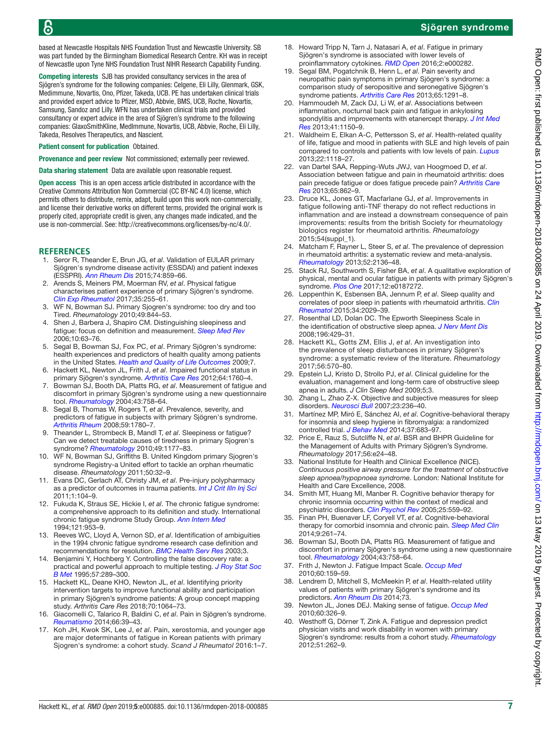based at Newcastle Hospitals NHS Foundation Trust and Newcastle University. SB was part funded by the Birmingham Biomedical Research Centre. KH was in receipt of Newcastle upon Tyne NHS Foundation Trust NIHR Research Capability Funding.

**Competing interests** SJB has provided consultancy services in the area of Sjögren's syndrome for the following companies: Celgene, Eli Lilly, Glenmark, GSK, Medimmune, Novartis, Ono, Pfizer, Takeda, UCB. PE has undertaken clinical trials and provided expert advice to Pfizer, MSD, Abbvie, BMS, UCB, Roche, Novartis, Samsung, Sandoz and Lilly. WFN has undertaken clinical trials and provided consultancy or expert advice in the area of Sjögren's syndrome to the following companies: GlaxoSmithKline, MedImmune, Novartis, UCB, Abbvie, Roche, Eli Lilly, Takeda, Resolves Therapeutics, and Nascient.

**Patient consent for publication** Obtained.

**Provenance and peer review** Not commissioned; externally peer reviewed.

**Data sharing statement** Data are available upon reasonable request.

**Open access** This is an open access article distributed in accordance with the Creative Commons Attribution Non Commercial (CC BY-NC 4.0) license, which permits others to distribute, remix, adapt, build upon this work non-commercially, and license their derivative works on different terms, provided the original work is properly cited, appropriate credit is given, any changes made indicated, and the use is non-commercial. See: http://creativecommons.org/licenses/by-nc/4.0/.

## REFERENCES

1. Seror R, Theander E, Brun JG, *et al*. Validation of EULAR primary Sjögren's syndrome disease activity (ESSDAI) and patient indexes (ESSPRI). *Ann Rheum Dis* 2015;74:859–66.
2. Arends S, Meiners PM, Moerman RV, *et al*. Physical fatigue characterises patient experience of primary Sjögren's syndrome. *Clin Exp Rheumatol* 2017;35:255–61.
3. WF N, Bowman SJ. Primary Sjogren's syndrome: too dry and too Tired. *Rheumatology* 2010;49:844–53.
4. Shen J, Barbera J, Shapiro CM. Distinguishing sleepiness and fatigue: focus on definition and measurement. *Sleep Med Rev* 2006;10:63–76.
5. Segal B, Bowman SJ, Fox PC, *et al*. Primary Sjögren's syndrome: health experiences and predictors of health quality among patients in the United States. *Health and Quality of Life Outcomes* 2009;7.
6. Hackett KL, Newton JL, Frith J, *et al*. Impaired functional status in primary Sjögren's syndrome. *Arthritis Care Res* 2012;64:1760–4.
7. Bowman SJ, Booth DA, Platts RG, *et al*. Measurement of fatigue and discomfort in primary Sjögren's syndrome using a new questionnaire tool. *Rheumatology* 2004;43:758–64.
8. Segal B, Thomas W, Rogers T, *et al*. Prevalence, severity, and predictors of fatigue in subjects with primary Sjögren's syndrome. *Arthritis Rheum* 2008;59:1780–7.
9. Theander L, Strombeck B, Mandl T, *et al*. Sleepiness or fatigue? Can we detect treatable causes of tiredness in primary Sjogren's syndrome? *Rheumatology* 2010;49:1177–83.
10. WF N, Bowman SJ, Griffiths B. United Kingdom primary Sjogren's syndrome Registry-a United effort to tackle an orphan rheumatic disease. *Rheumatology* 2011;50:32–9.
11. Evans DC, Gerlach AT, Christy JM, *et al*. Pre-injury polypharmacy as a predictor of outcomes in trauma patients. *Int J Crit Illn Inj Sci* 2011;1:104–9.
12. Fukuda K, Straus SE, Hickie I, *et al*. The chronic fatigue syndrome: a comprehensive approach to its definition and study. International chronic fatigue syndrome Study Group. *Ann Intern Med* 1994;121:953–9.
13. Reeves WC, Lloyd A, Vernon SD, *et al*. Identification of ambiguities in the 1994 chronic fatigue syndrome research case definition and recommendations for resolution. *BMC Health Serv Res* 2003;3.
14. Benjamini Y, Hochberg Y. Controlling the false discovery rate: a practical and powerful approach to multiple testing. *J Roy Stat Soc B Met* 1995;57:289–300.
15. Hackett KL, Deane KHO, Newton JL, *et al*. Identifying priority intervention targets to improve functional ability and participation in primary Sjögren's syndrome patients: A group concept mapping study. *Arthritis Care Res* 2018;70:1064–73.
16. Giacomelli C, Talarico R, Baldini C, *et al*. Pain in Sjögren's syndrome. *Reumatismo* 2014;66:39–43.
17. Koh JH, Kwok SK, Lee J, *et al*. Pain, xerostomia, and younger age are major determinants of fatigue in Korean patients with primary Sjogren's syndrome: a cohort study. *Scand J Rheumatol* 2016:1–7.
18. Howard Tripp N, Tarn J, Natasari A, *et al*. Fatigue in primary Sjögren's syndrome is associated with lower levels of proinflammatory cytokines. *RMD Open* 2016;2:e000282.
19. Segal BM, Pogatchnik B, Henn L, *et al*. Pain severity and neuropathic pain symptoms in primary Sjögren's syndrome: a comparison study of seropositive and seronegative Sjögren's syndrome patients. *Arthritis Care Res* 2013;65:1291–8.
20. Hammoudeh M, Zack DJ, Li W, *et al*. Associations between inflammation, nocturnal back pain and fatigue in ankylosing spondylitis and improvements with etanercept therapy. *J Int Med Res* 2013;41:1150–9.
21. Waldheim E, Elkan A-C, Pettersson S, *et al*. Health-related quality of life, fatigue and mood in patients with SLE and high levels of pain compared to controls and patients with low levels of pain. *Lupus* 2013;22:1118–27.
22. van Dartel SAA, Repping-Wuts JWJ, van Hoogmoed D, *et al*. Association between fatigue and pain in rheumatoid arthritis: does pain precede fatigue or does fatigue precede pain? *Arthritis Care Res* 2013;65:862–9.
23. Druce KL, Jones GT, Macfarlane GJ, *et al*. Improvements in fatigue following anti-TNF therapy do not reflect reductions in inflammation and are instead a downstream consequence of pain improvements: results from the british Society for rheumatology biologics register for rheumatoid arthritis. *Rheumatology* 2015;54(suppl_1).
24. Matcham F, Rayner L, Steer S, *et al*. The prevalence of depression in rheumatoid arthritis: a systematic review and meta-analysis. *Rheumatology* 2013;52:2136–48.
25. Stack RJ, Southworth S, Fisher BA, *et al*. A qualitative exploration of physical, mental and ocular fatigue in patients with primary Sjögren's syndrome. *Plos One* 2017;12:e0187272.
26. Løppenthin K, Esbensen BA, Jennum P, *et al*. Sleep quality and correlates of poor sleep in patients with rheumatoid arthritis. *Clin Rheumatol* 2015;34:2029–39.
27. Rosenthal LD, Dolan DC. The Epworth Sleepiness Scale in the identification of obstructive sleep apnea. *J Nerv Ment Dis* 2008;196:429–31.
28. Hackett KL, Gotts ZM, Ellis J, *et al*. An investigation into the prevalence of sleep disturbances in primary Sjögren's syndrome: a systematic review of the literature. *Rheumatology* 2017;56:570–80.
29. Epstein LJ, Kristo D, Strollo PJ, *et al*. Clinical guideline for the evaluation, management and long-term care of obstructive sleep apnea in adults. *J Clin Sleep Med* 2009;5;3.
30. Zhang L, Zhao Z-X. Objective and subjective measures for sleep disorders. *Neurosci Bull* 2007;23:236–40.
31. Martínez MP, Miró E, Sánchez AI, *et al*. Cognitive-behavioral therapy for insomnia and sleep hygiene in fibromyalgia: a randomized controlled trial. *J Behav Med* 2014;37:683–97.
32. Price E, Rauz S, Sutcliffe N, *et al*. BSR and BHPR Guideline for the Management of Adults with Primary Sjögren's Syndrome. *Rheumatology* 2017;56:e24–48.
33. National Institute for Health and Clinical Excellence (NICE). *Continuous positive airway pressure for the treatment of obstructive sleep apnoea/hypopnoea syndrome*. London: National Institute for Health and Care Excellence, 2008.
34. Smith MT, Huang MI, Manber R. Cognitive behavior therapy for chronic insomnia occurring within the context of medical and psychiatric disorders. *Clin Psychol Rev* 2005;25:559–92.
35. Finan PH, Buenaver LF, Coryell VT, *et al*. Cognitive-behavioral therapy for comorbid insomnia and chronic pain. *Sleep Med Clin* 2014;9:261–74.
36. Bowman SJ, Booth DA, Platts RG. Measurement of fatigue and discomfort in primary Sjögren's syndrome using a new questionnaire tool. *Rheumatology* 2004;43:758–64.
37. Frith J, Newton J. Fatigue Impact Scale. *Occup Med* 2010;60:159–59.
38. Lendrem D, Mitchell S, McMeekin P, *et al*. Health-related utility values of patients with primary Sjögren's syndrome and its predictors. *Ann Rheum Dis* 2014;73.
39. Newton JL, Jones DEJ. Making sense of fatigue. *Occup Med* 2010;60:326–9.
40. Westhoff G, Dörner T, Zink A. Fatigue and depression predict physician visits and work disability in women with primary Sjogren's syndrome: results from a cohort study. *Rheumatology* 2012;51:262–9.